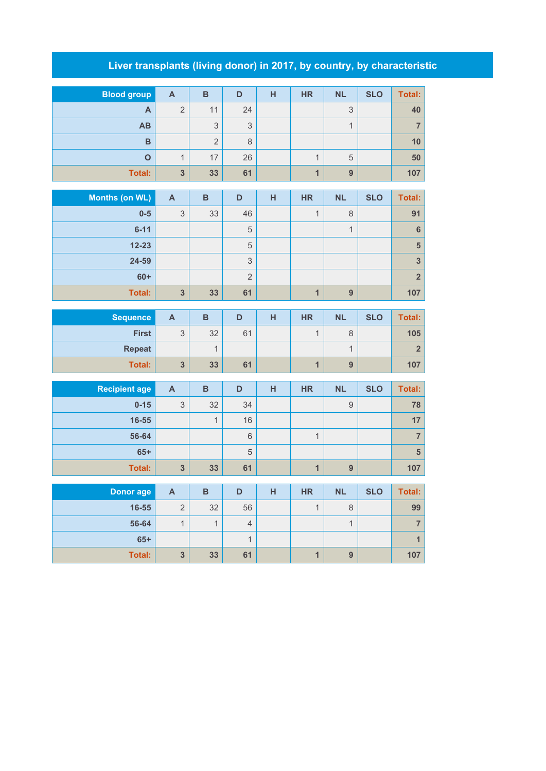# Liver transplants (living donor) in 2017, by country, by characteristic

| Blood group | A | B | D | H | HR | NL | SLO | Total: |
|---|---|---|---|---|---|---|---|---|
| A | 2 | 11 | 24 | | | 3 | | 40 |
| AB | | 3 | 3 | | | 1 | | 7 |
| B | | 2 | 8 | | | | | 10 |
| O | 1 | 17 | 26 | | 1 | 5 | | 50 |
| Total: | 3 | 33 | 61 | | 1 | 9 | | 107 |

| Months (on WL) | A | B | D | H | HR | NL | SLO | Total: |
|---|---|---|---|---|---|---|---|---|
| 0-5 | 3 | 33 | 46 | | 1 | 8 | | 91 |
| 6-11 | | | 5 | | | 1 | | 6 |
| 12-23 | | | 5 | | | | | 5 |
| 24-59 | | | 3 | | | | | 3 |
| 60+ | | | 2 | | | | | 2 |
| Total: | 3 | 33 | 61 | | 1 | 9 | | 107 |

| Sequence | A | B | D | H | HR | NL | SLO | Total: |
|---|---|---|---|---|---|---|---|---|
| First | 3 | 32 | 61 | | 1 | 8 | | 105 |
| Repeat | | 1 | | | | 1 | | 2 |
| Total: | 3 | 33 | 61 | | 1 | 9 | | 107 |

| Recipient age | A | B | D | H | HR | NL | SLO | Total: |
|---|---|---|---|---|---|---|---|---|
| 0-15 | 3 | 32 | 34 | | | 9 | | 78 |
| 16-55 | | 1 | 16 | | | | | 17 |
| 56-64 | | | 6 | | 1 | | | 7 |
| 65+ | | | 5 | | | | | 5 |
| Total: | 3 | 33 | 61 | | 1 | 9 | | 107 |

| Donor age | A | B | D | H | HR | NL | SLO | Total: |
|---|---|---|---|---|---|---|---|---|
| 16-55 | 2 | 32 | 56 | | 1 | 8 | | 99 |
| 56-64 | 1 | 1 | 4 | | | 1 | | 7 |
| 65+ | | | 1 | | | | | 1 |
| Total: | 3 | 33 | 61 | | 1 | 9 | | 107 |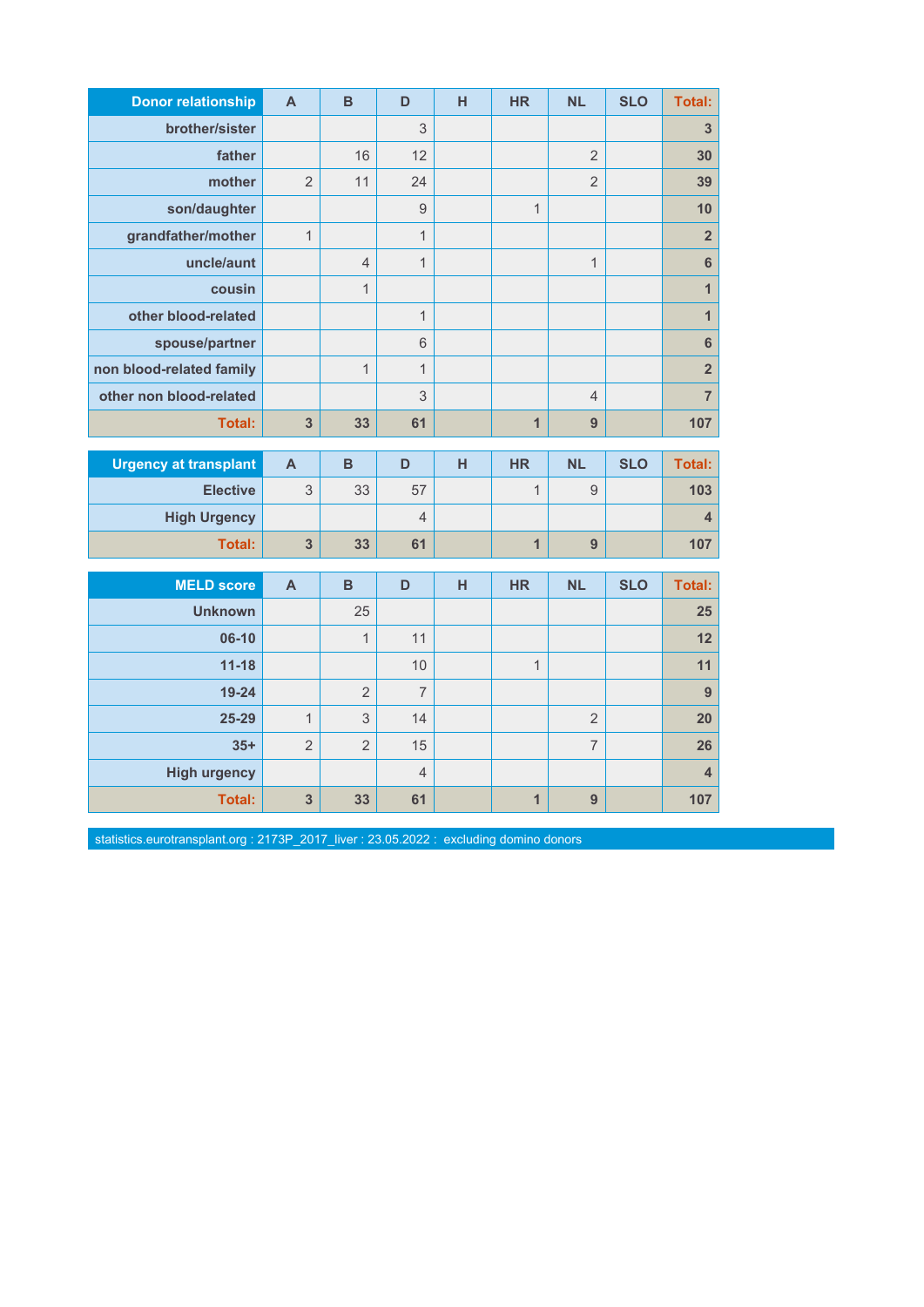| Donor relationship | A | B | D | H | HR | NL | SLO | Total: |
|---|---|---|---|---|---|---|---|---|
| brother/sister | | | 3 | | | | | 3 |
| father | | 16 | 12 | | | 2 | | 30 |
| mother | 2 | 11 | 24 | | | 2 | | 39 |
| son/daughter | | | 9 | | 1 | | | 10 |
| grandfather/mother | 1 | | 1 | | | | | 2 |
| uncle/aunt | | 4 | 1 | | | 1 | | 6 |
| cousin | | 1 | | | | | | 1 |
| other blood-related | | | 1 | | | | | 1 |
| spouse/partner | | | 6 | | | | | 6 |
| non blood-related family | | 1 | 1 | | | | | 2 |
| other non blood-related | | | 3 | | | 4 | | 7 |
| Total: | 3 | 33 | 61 | | 1 | 9 | | 107 |

| Urgency at transplant | A | B | D | H | HR | NL | SLO | Total: |
|---|---|---|---|---|---|---|---|---|
| Elective | 3 | 33 | 57 | | 1 | 9 | | 103 |
| High Urgency | | | 4 | | | | | 4 |
| Total: | 3 | 33 | 61 | | 1 | 9 | | 107 |

| MELD score | A | B | D | H | HR | NL | SLO | Total: |
|---|---|---|---|---|---|---|---|---|
| Unknown | | 25 | | | | | | 25 |
| 06-10 | | 1 | 11 | | | | | 12 |
| 11-18 | | | 10 | | 1 | | | 11 |
| 19-24 | | 2 | 7 | | | | | 9 |
| 25-29 | 1 | 3 | 14 | | | 2 | | 20 |
| 35+ | 2 | 2 | 15 | | | 7 | | 26 |
| High urgency | | | 4 | | | | | 4 |
| Total: | 3 | 33 | 61 | | 1 | 9 | | 107 |

statistics.eurotransplant.org : 2173P_2017_liver : 23.05.2022 : excluding domino donors